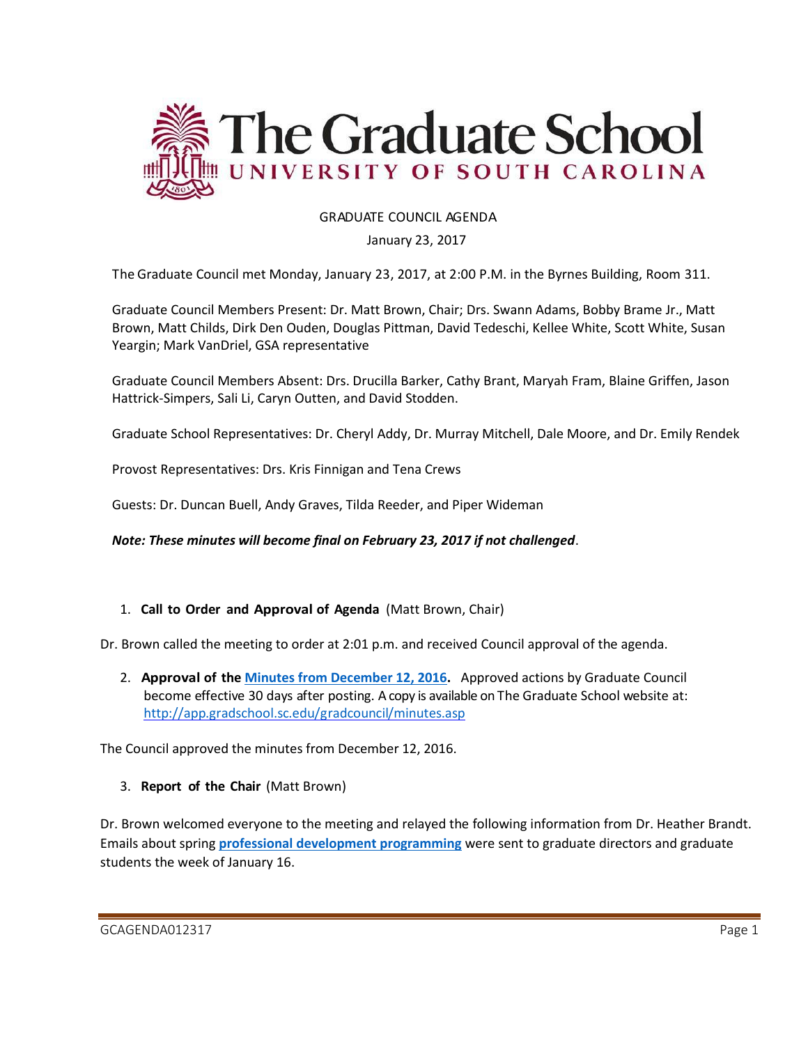# The Graduate School

## UNIVERSITY OF SOUTH CAROLINA

GRADUATE COUNCIL AGENDA

January 23, 2017

The Graduate Council met Monday, January 23, 2017, at 2:00 P.M. in the Byrnes Building, Room 311.

Graduate Council Members Present: Dr. Matt Brown, Chair; Drs. Swann Adams, Bobby Brame Jr., Matt Brown, Matt Childs, Dirk Den Ouden, Douglas Pittman, David Tedeschi, Kellee White, Scott White, Susan Yeargin; Mark VanDriel, GSA representative

Graduate Council Members Absent: Drs. Drucilla Barker, Cathy Brant, Maryah Fram, Blaine Griffen, Jason Hattrick-Simpers, Sali Li, Caryn Outten, and David Stodden.

Graduate School Representatives: Dr. Cheryl Addy, Dr. Murray Mitchell, Dale Moore, and Dr. Emily Rendek

Provost Representatives: Drs. Kris Finnigan and Tena Crews

Guests: Dr. Duncan Buell, Andy Graves, Tilda Reeder, and Piper Wideman

***Note: These minutes will become final on February 23, 2017 if not challenged***.

1. **Call to Order and Approval of Agenda** (Matt Brown, Chair)

Dr. Brown called the meeting to order at 2:01 p.m. and received Council approval of the agenda.

2. **Approval of the Minutes from December 12, 2016.** Approved actions by Graduate Council become effective 30 days after posting. A copy is available on The Graduate School website at: http://app.gradschool.sc.edu/gradcouncil/minutes.asp

The Council approved the minutes from December 12, 2016.

3. **Report of the Chair** (Matt Brown)

Dr. Brown welcomed everyone to the meeting and relayed the following information from Dr. Heather Brandt. Emails about spring **professional development programming** were sent to graduate directors and graduate students the week of January 16.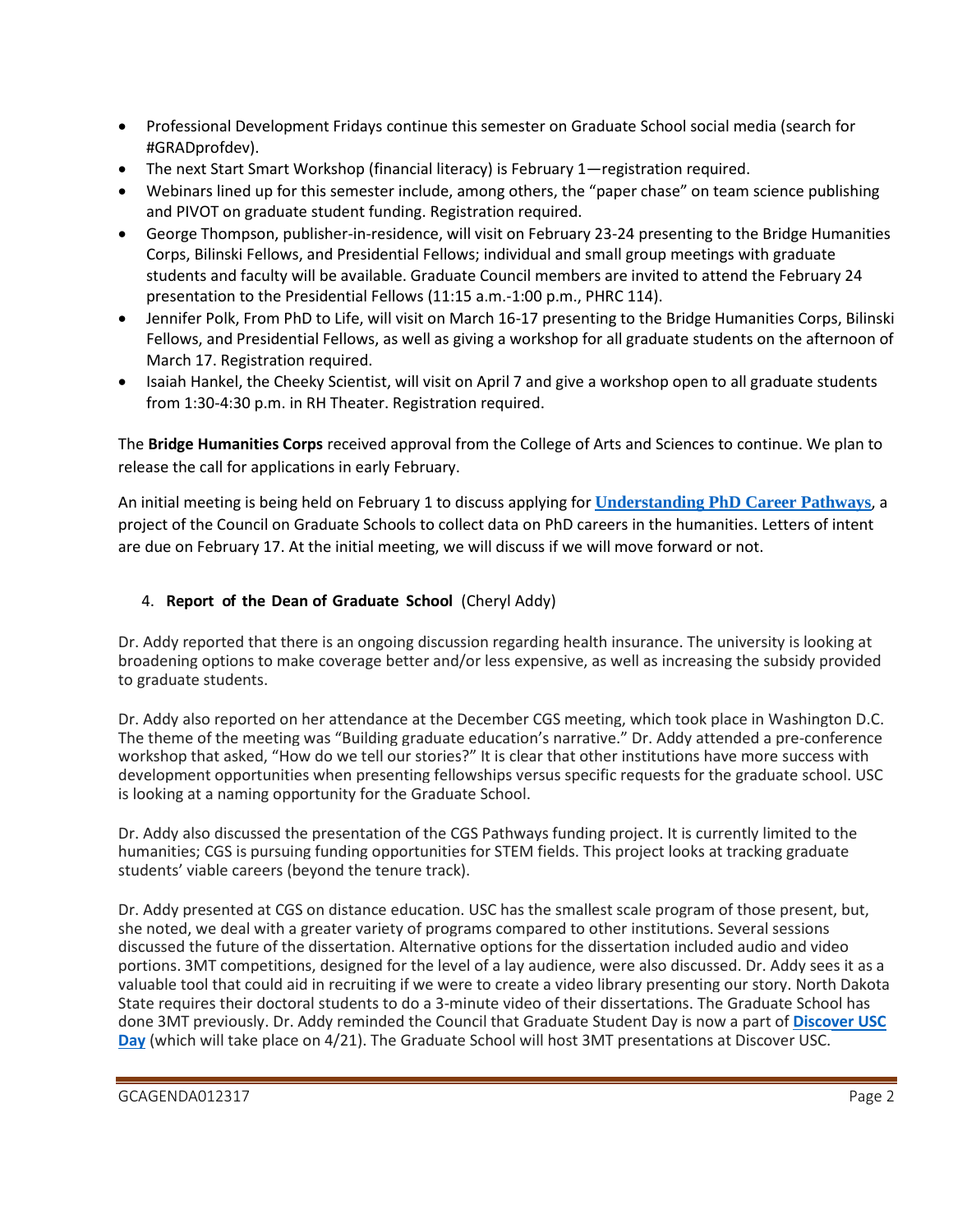- Professional Development Fridays continue this semester on Graduate School social media (search for #GRADprofdev).
- The next Start Smart Workshop (financial literacy) is February 1—registration required.
- Webinars lined up for this semester include, among others, the "paper chase" on team science publishing and PIVOT on graduate student funding. Registration required.
- George Thompson, publisher-in-residence, will visit on February 23-24 presenting to the Bridge Humanities Corps, Bilinski Fellows, and Presidential Fellows; individual and small group meetings with graduate students and faculty will be available. Graduate Council members are invited to attend the February 24 presentation to the Presidential Fellows (11:15 a.m.-1:00 p.m., PHRC 114).
- Jennifer Polk, From PhD to Life, will visit on March 16-17 presenting to the Bridge Humanities Corps, Bilinski Fellows, and Presidential Fellows, as well as giving a workshop for all graduate students on the afternoon of March 17. Registration required.
- Isaiah Hankel, the Cheeky Scientist, will visit on April 7 and give a workshop open to all graduate students from 1:30-4:30 p.m. in RH Theater. Registration required.

The **Bridge Humanities Corps** received approval from the College of Arts and Sciences to continue. We plan to release the call for applications in early February.

An initial meeting is being held on February 1 to discuss applying for **Understanding PhD Career Pathways**, a project of the Council on Graduate Schools to collect data on PhD careers in the humanities. Letters of intent are due on February 17. At the initial meeting, we will discuss if we will move forward or not.

4. **Report of the Dean of Graduate School** (Cheryl Addy)

Dr. Addy reported that there is an ongoing discussion regarding health insurance. The university is looking at broadening options to make coverage better and/or less expensive, as well as increasing the subsidy provided to graduate students.

Dr. Addy also reported on her attendance at the December CGS meeting, which took place in Washington D.C. The theme of the meeting was "Building graduate education's narrative." Dr. Addy attended a pre-conference workshop that asked, "How do we tell our stories?" It is clear that other institutions have more success with development opportunities when presenting fellowships versus specific requests for the graduate school. USC is looking at a naming opportunity for the Graduate School.

Dr. Addy also discussed the presentation of the CGS Pathways funding project. It is currently limited to the humanities; CGS is pursuing funding opportunities for STEM fields. This project looks at tracking graduate students' viable careers (beyond the tenure track).

Dr. Addy presented at CGS on distance education. USC has the smallest scale program of those present, but, she noted, we deal with a greater variety of programs compared to other institutions. Several sessions discussed the future of the dissertation. Alternative options for the dissertation included audio and video portions. 3MT competitions, designed for the level of a lay audience, were also discussed. Dr. Addy sees it as a valuable tool that could aid in recruiting if we were to create a video library presenting our story. North Dakota State requires their doctoral students to do a 3-minute video of their dissertations. The Graduate School has done 3MT previously. Dr. Addy reminded the Council that Graduate Student Day is now a part of **Discover USC Day** (which will take place on 4/21). The Graduate School will host 3MT presentations at Discover USC.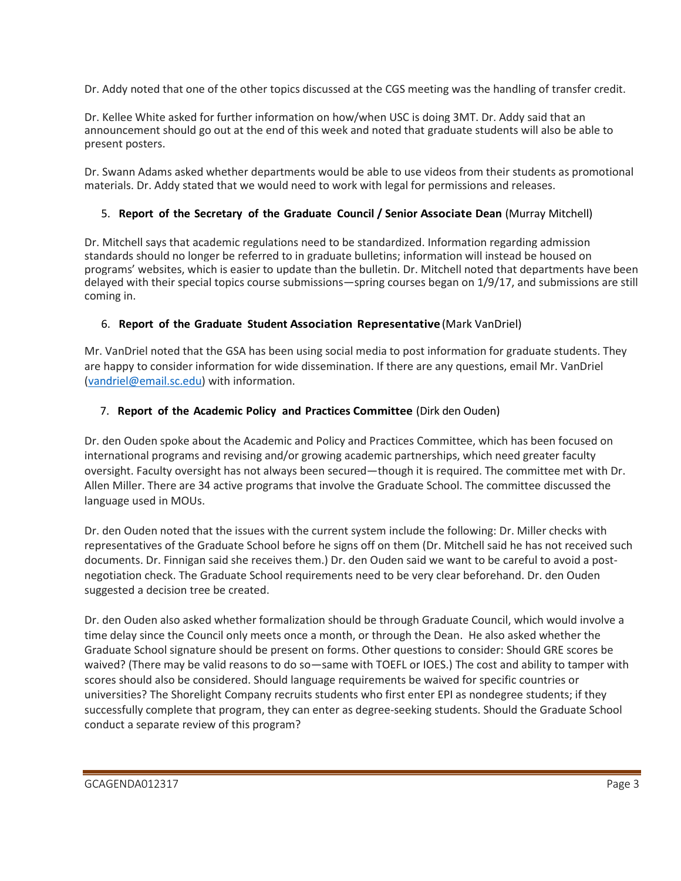Dr. Addy noted that one of the other topics discussed at the CGS meeting was the handling of transfer credit.

Dr. Kellee White asked for further information on how/when USC is doing 3MT. Dr. Addy said that an announcement should go out at the end of this week and noted that graduate students will also be able to present posters.

Dr. Swann Adams asked whether departments would be able to use videos from their students as promotional materials. Dr. Addy stated that we would need to work with legal for permissions and releases.

5. **Report of the Secretary of the Graduate Council / Senior Associate Dean** (Murray Mitchell)

Dr. Mitchell says that academic regulations need to be standardized. Information regarding admission standards should no longer be referred to in graduate bulletins; information will instead be housed on programs' websites, which is easier to update than the bulletin. Dr. Mitchell noted that departments have been delayed with their special topics course submissions—spring courses began on 1/9/17, and submissions are still coming in.

6. **Report of the Graduate Student Association Representative** (Mark VanDriel)

Mr. VanDriel noted that the GSA has been using social media to post information for graduate students. They are happy to consider information for wide dissemination. If there are any questions, email Mr. VanDriel (vandriel@email.sc.edu) with information.

7. **Report of the Academic Policy and Practices Committee** (Dirk den Ouden)

Dr. den Ouden spoke about the Academic and Policy and Practices Committee, which has been focused on international programs and revising and/or growing academic partnerships, which need greater faculty oversight. Faculty oversight has not always been secured—though it is required. The committee met with Dr. Allen Miller. There are 34 active programs that involve the Graduate School. The committee discussed the language used in MOUs.

Dr. den Ouden noted that the issues with the current system include the following: Dr. Miller checks with representatives of the Graduate School before he signs off on them (Dr. Mitchell said he has not received such documents. Dr. Finnigan said she receives them.) Dr. den Ouden said we want to be careful to avoid a post-negotiation check. The Graduate School requirements need to be very clear beforehand. Dr. den Ouden suggested a decision tree be created.

Dr. den Ouden also asked whether formalization should be through Graduate Council, which would involve a time delay since the Council only meets once a month, or through the Dean. He also asked whether the Graduate School signature should be present on forms. Other questions to consider: Should GRE scores be waived? (There may be valid reasons to do so—same with TOEFL or IOES.) The cost and ability to tamper with scores should also be considered. Should language requirements be waived for specific countries or universities? The Shorelight Company recruits students who first enter EPI as nondegree students; if they successfully complete that program, they can enter as degree-seeking students. Should the Graduate School conduct a separate review of this program?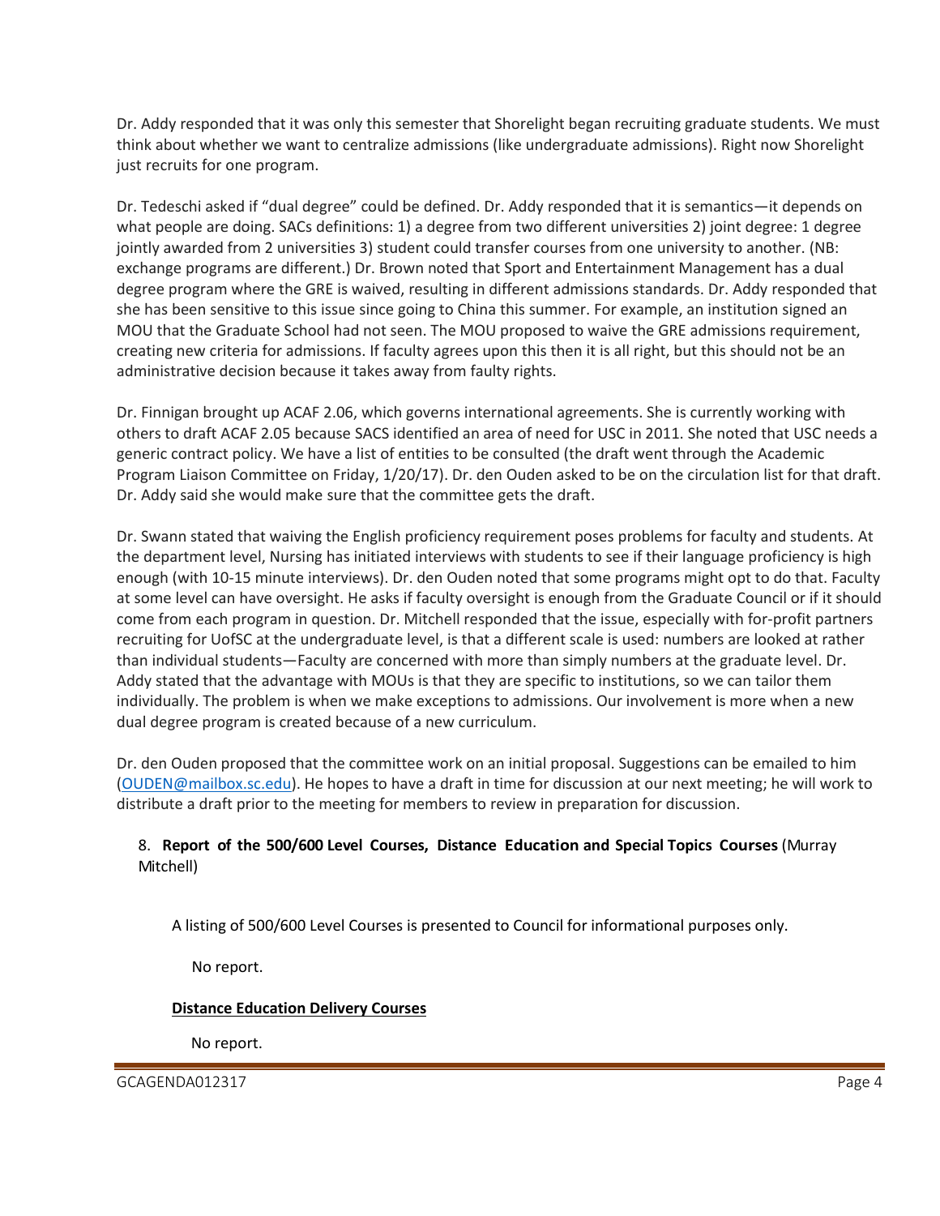Dr. Addy responded that it was only this semester that Shorelight began recruiting graduate students. We must think about whether we want to centralize admissions (like undergraduate admissions). Right now Shorelight just recruits for one program.

Dr. Tedeschi asked if "dual degree" could be defined. Dr. Addy responded that it is semantics—it depends on what people are doing. SACs definitions: 1) a degree from two different universities 2) joint degree: 1 degree jointly awarded from 2 universities 3) student could transfer courses from one university to another. (NB: exchange programs are different.) Dr. Brown noted that Sport and Entertainment Management has a dual degree program where the GRE is waived, resulting in different admissions standards. Dr. Addy responded that she has been sensitive to this issue since going to China this summer. For example, an institution signed an MOU that the Graduate School had not seen. The MOU proposed to waive the GRE admissions requirement, creating new criteria for admissions. If faculty agrees upon this then it is all right, but this should not be an administrative decision because it takes away from faulty rights.

Dr. Finnigan brought up ACAF 2.06, which governs international agreements. She is currently working with others to draft ACAF 2.05 because SACS identified an area of need for USC in 2011. She noted that USC needs a generic contract policy. We have a list of entities to be consulted (the draft went through the Academic Program Liaison Committee on Friday, 1/20/17). Dr. den Ouden asked to be on the circulation list for that draft. Dr. Addy said she would make sure that the committee gets the draft.

Dr. Swann stated that waiving the English proficiency requirement poses problems for faculty and students. At the department level, Nursing has initiated interviews with students to see if their language proficiency is high enough (with 10-15 minute interviews). Dr. den Ouden noted that some programs might opt to do that. Faculty at some level can have oversight. He asks if faculty oversight is enough from the Graduate Council or if it should come from each program in question. Dr. Mitchell responded that the issue, especially with for-profit partners recruiting for UofSC at the undergraduate level, is that a different scale is used: numbers are looked at rather than individual students—Faculty are concerned with more than simply numbers at the graduate level. Dr. Addy stated that the advantage with MOUs is that they are specific to institutions, so we can tailor them individually. The problem is when we make exceptions to admissions. Our involvement is more when a new dual degree program is created because of a new curriculum.

Dr. den Ouden proposed that the committee work on an initial proposal. Suggestions can be emailed to him (OUDEN@mailbox.sc.edu). He hopes to have a draft in time for discussion at our next meeting; he will work to distribute a draft prior to the meeting for members to review in preparation for discussion.

8. **Report of the 500/600 Level Courses, Distance Education and Special Topics Courses** (Murray Mitchell)

A listing of 500/600 Level Courses is presented to Council for informational purposes only.

No report.

**Distance Education Delivery Courses**

No report.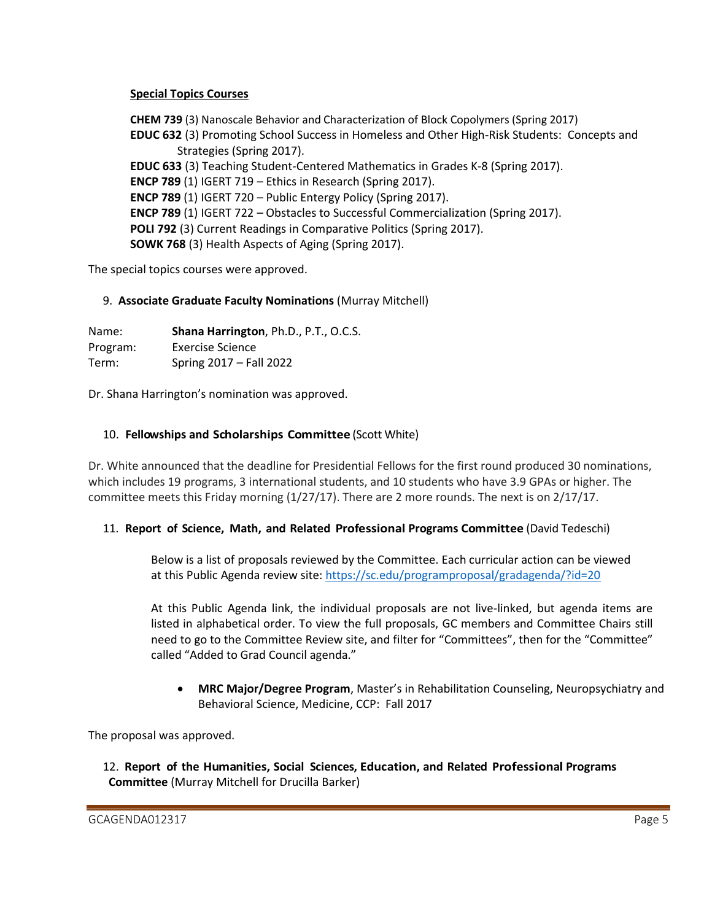**Special Topics Courses**

**CHEM 739** (3) Nanoscale Behavior and Characterization of Block Copolymers (Spring 2017)
**EDUC 632** (3) Promoting School Success in Homeless and Other High-Risk Students: Concepts and Strategies (Spring 2017).
**EDUC 633** (3) Teaching Student-Centered Mathematics in Grades K-8 (Spring 2017).
**ENCP 789** (1) IGERT 719 – Ethics in Research (Spring 2017).
**ENCP 789** (1) IGERT 720 – Public Entergy Policy (Spring 2017).
**ENCP 789** (1) IGERT 722 – Obstacles to Successful Commercialization (Spring 2017).
**POLI 792** (3) Current Readings in Comparative Politics (Spring 2017).
**SOWK 768** (3) Health Aspects of Aging (Spring 2017).

The special topics courses were approved.

9. **Associate Graduate Faculty Nominations** (Murray Mitchell)

Name: **Shana Harrington**, Ph.D., P.T., O.C.S.
Program: Exercise Science
Term: Spring 2017 – Fall 2022

Dr. Shana Harrington's nomination was approved.

10. **Fellowships and Scholarships Committee** (Scott White)

Dr. White announced that the deadline for Presidential Fellows for the first round produced 30 nominations, which includes 19 programs, 3 international students, and 10 students who have 3.9 GPAs or higher. The committee meets this Friday morning (1/27/17). There are 2 more rounds. The next is on 2/17/17.

11. **Report of Science, Math, and Related Professional Programs Committee** (David Tedeschi)

Below is a list of proposals reviewed by the Committee. Each curricular action can be viewed at this Public Agenda review site: https://sc.edu/programproposal/gradagenda/?id=20

At this Public Agenda link, the individual proposals are not live-linked, but agenda items are listed in alphabetical order. To view the full proposals, GC members and Committee Chairs still need to go to the Committee Review site, and filter for "Committees", then for the "Committee" called "Added to Grad Council agenda."

- **MRC Major/Degree Program**, Master's in Rehabilitation Counseling, Neuropsychiatry and Behavioral Science, Medicine, CCP: Fall 2017

The proposal was approved.

12. **Report of the Humanities, Social Sciences, Education, and Related Professional Programs Committee** (Murray Mitchell for Drucilla Barker)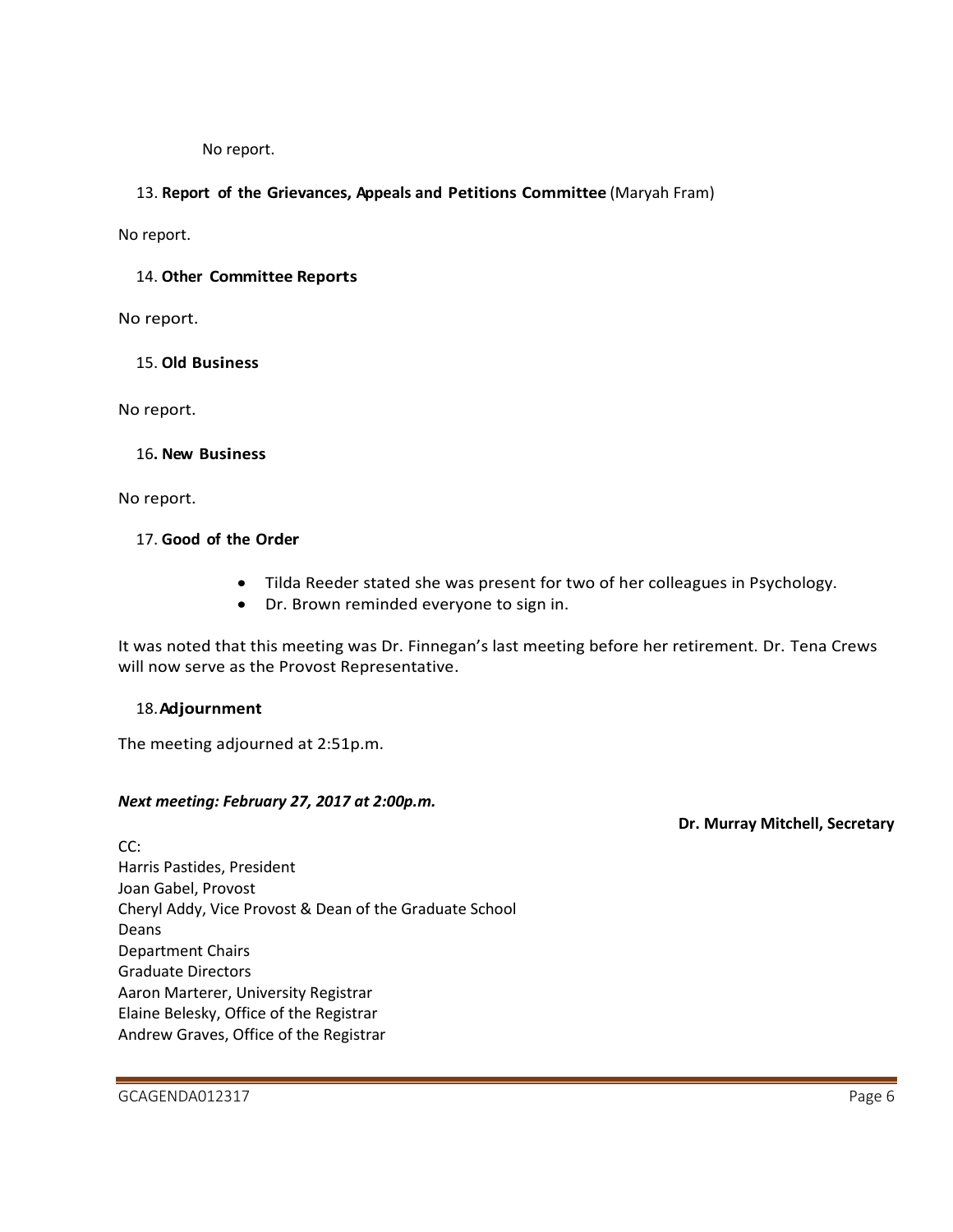No report.

13. **Report of the Grievances, Appeals and Petitions Committee** (Maryah Fram)

No report.

14. **Other Committee Reports**

No report.

15. **Old Business**

No report.

16**. New Business**

No report.

17. **Good of the Order**

- Tilda Reeder stated she was present for two of her colleagues in Psychology.
- Dr. Brown reminded everyone to sign in.

It was noted that this meeting was Dr. Finnegan's last meeting before her retirement. Dr. Tena Crews will now serve as the Provost Representative.

18. **Adjournment**

The meeting adjourned at 2:51p.m.

***Next meeting: February 27, 2017 at 2:00p.m.***

**Dr. Murray Mitchell, Secretary**

CC:
Harris Pastides, President
Joan Gabel, Provost
Cheryl Addy, Vice Provost & Dean of the Graduate School
Deans
Department Chairs
Graduate Directors
Aaron Marterer, University Registrar
Elaine Belesky, Office of the Registrar
Andrew Graves, Office of the Registrar